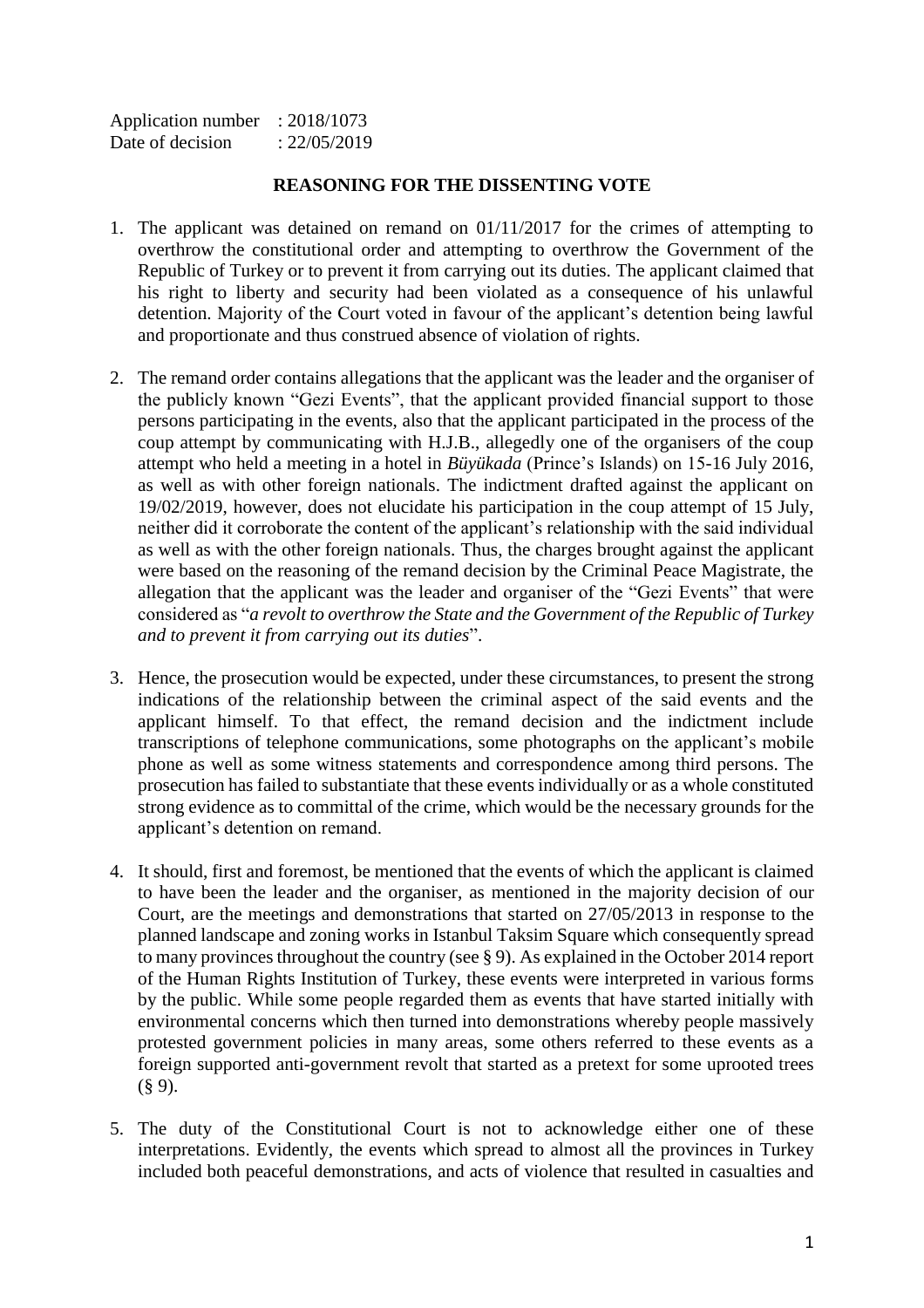Application number : 2018/1073
Date of decision : 22/05/2019

**REASONING FOR THE DISSENTING VOTE**

1. The applicant was detained on remand on 01/11/2017 for the crimes of attempting to overthrow the constitutional order and attempting to overthrow the Government of the Republic of Turkey or to prevent it from carrying out its duties. The applicant claimed that his right to liberty and security had been violated as a consequence of his unlawful detention. Majority of the Court voted in favour of the applicant's detention being lawful and proportionate and thus construed absence of violation of rights.

2. The remand order contains allegations that the applicant was the leader and the organiser of the publicly known "Gezi Events", that the applicant provided financial support to those persons participating in the events, also that the applicant participated in the process of the coup attempt by communicating with H.J.B., allegedly one of the organisers of the coup attempt who held a meeting in a hotel in *Büyükada* (Prince's Islands) on 15-16 July 2016, as well as with other foreign nationals. The indictment drafted against the applicant on 19/02/2019, however, does not elucidate his participation in the coup attempt of 15 July, neither did it corroborate the content of the applicant's relationship with the said individual as well as with the other foreign nationals. Thus, the charges brought against the applicant were based on the reasoning of the remand decision by the Criminal Peace Magistrate, the allegation that the applicant was the leader and organiser of the "Gezi Events" that were considered as "*a revolt to overthrow the State and the Government of the Republic of Turkey and to prevent it from carrying out its duties*".

3. Hence, the prosecution would be expected, under these circumstances, to present the strong indications of the relationship between the criminal aspect of the said events and the applicant himself. To that effect, the remand decision and the indictment include transcriptions of telephone communications, some photographs on the applicant's mobile phone as well as some witness statements and correspondence among third persons. The prosecution has failed to substantiate that these events individually or as a whole constituted strong evidence as to committal of the crime, which would be the necessary grounds for the applicant's detention on remand.

4. It should, first and foremost, be mentioned that the events of which the applicant is claimed to have been the leader and the organiser, as mentioned in the majority decision of our Court, are the meetings and demonstrations that started on 27/05/2013 in response to the planned landscape and zoning works in Istanbul Taksim Square which consequently spread to many provinces throughout the country (see § 9). As explained in the October 2014 report of the Human Rights Institution of Turkey, these events were interpreted in various forms by the public. While some people regarded them as events that have started initially with environmental concerns which then turned into demonstrations whereby people massively protested government policies in many areas, some others referred to these events as a foreign supported anti-government revolt that started as a pretext for some uprooted trees (§ 9).

5. The duty of the Constitutional Court is not to acknowledge either one of these interpretations. Evidently, the events which spread to almost all the provinces in Turkey included both peaceful demonstrations, and acts of violence that resulted in casualties and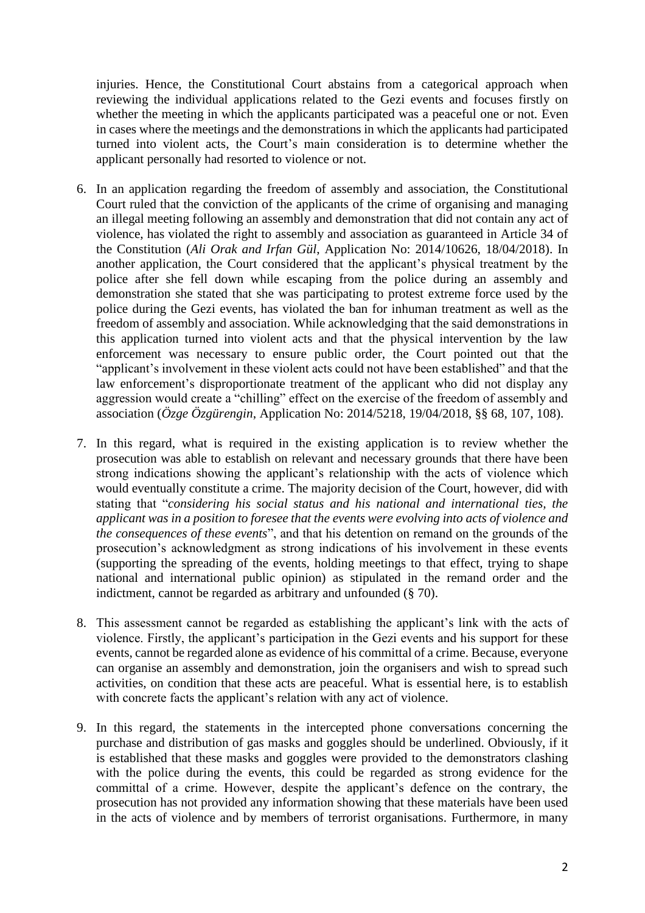injuries. Hence, the Constitutional Court abstains from a categorical approach when reviewing the individual applications related to the Gezi events and focuses firstly on whether the meeting in which the applicants participated was a peaceful one or not. Even in cases where the meetings and the demonstrations in which the applicants had participated turned into violent acts, the Court's main consideration is to determine whether the applicant personally had resorted to violence or not.

6. In an application regarding the freedom of assembly and association, the Constitutional Court ruled that the conviction of the applicants of the crime of organising and managing an illegal meeting following an assembly and demonstration that did not contain any act of violence, has violated the right to assembly and association as guaranteed in Article 34 of the Constitution (*Ali Orak and Irfan Gül*, Application No: 2014/10626, 18/04/2018). In another application, the Court considered that the applicant's physical treatment by the police after she fell down while escaping from the police during an assembly and demonstration she stated that she was participating to protest extreme force used by the police during the Gezi events, has violated the ban for inhuman treatment as well as the freedom of assembly and association. While acknowledging that the said demonstrations in this application turned into violent acts and that the physical intervention by the law enforcement was necessary to ensure public order, the Court pointed out that the "applicant's involvement in these violent acts could not have been established" and that the law enforcement's disproportionate treatment of the applicant who did not display any aggression would create a "chilling" effect on the exercise of the freedom of assembly and association (*Özge Özgürengin*, Application No: 2014/5218, 19/04/2018, §§ 68, 107, 108).

7. In this regard, what is required in the existing application is to review whether the prosecution was able to establish on relevant and necessary grounds that there have been strong indications showing the applicant's relationship with the acts of violence which would eventually constitute a crime. The majority decision of the Court, however, did with stating that "*considering his social status and his national and international ties, the applicant was in a position to foresee that the events were evolving into acts of violence and the consequences of these events*", and that his detention on remand on the grounds of the prosecution's acknowledgment as strong indications of his involvement in these events (supporting the spreading of the events, holding meetings to that effect, trying to shape national and international public opinion) as stipulated in the remand order and the indictment, cannot be regarded as arbitrary and unfounded (§ 70).

8. This assessment cannot be regarded as establishing the applicant's link with the acts of violence. Firstly, the applicant's participation in the Gezi events and his support for these events, cannot be regarded alone as evidence of his committal of a crime. Because, everyone can organise an assembly and demonstration, join the organisers and wish to spread such activities, on condition that these acts are peaceful. What is essential here, is to establish with concrete facts the applicant's relation with any act of violence.

9. In this regard, the statements in the intercepted phone conversations concerning the purchase and distribution of gas masks and goggles should be underlined. Obviously, if it is established that these masks and goggles were provided to the demonstrators clashing with the police during the events, this could be regarded as strong evidence for the committal of a crime. However, despite the applicant's defence on the contrary, the prosecution has not provided any information showing that these materials have been used in the acts of violence and by members of terrorist organisations. Furthermore, in many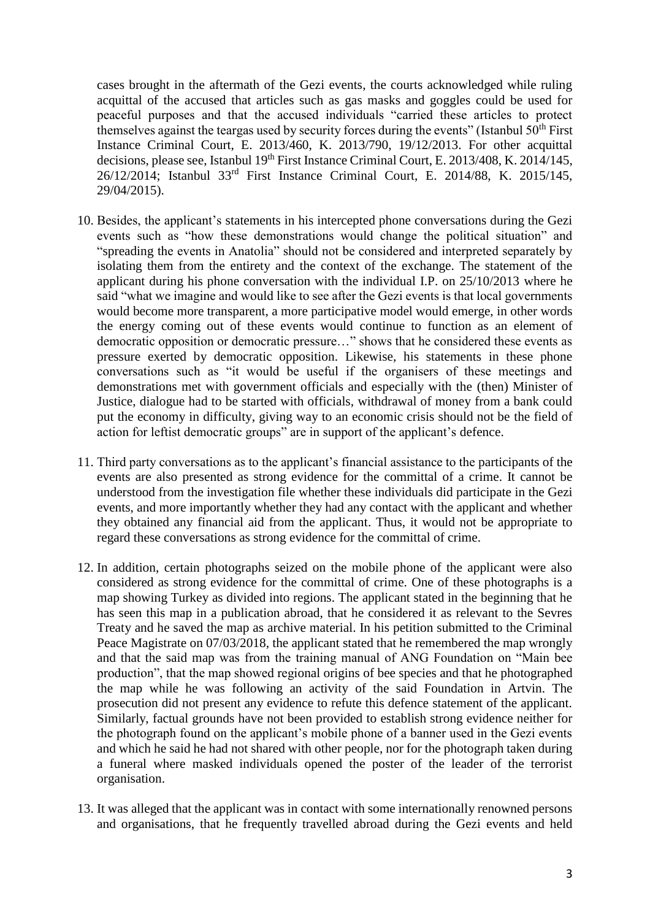cases brought in the aftermath of the Gezi events, the courts acknowledged while ruling acquittal of the accused that articles such as gas masks and goggles could be used for peaceful purposes and that the accused individuals "carried these articles to protect themselves against the teargas used by security forces during the events" (Istanbul 50th First Instance Criminal Court, E. 2013/460, K. 2013/790, 19/12/2013. For other acquittal decisions, please see, Istanbul 19th First Instance Criminal Court, E. 2013/408, K. 2014/145, 26/12/2014; Istanbul 33rd First Instance Criminal Court, E. 2014/88, K. 2015/145, 29/04/2015).

10. Besides, the applicant's statements in his intercepted phone conversations during the Gezi events such as "how these demonstrations would change the political situation" and "spreading the events in Anatolia" should not be considered and interpreted separately by isolating them from the entirety and the context of the exchange. The statement of the applicant during his phone conversation with the individual I.P. on 25/10/2013 where he said "what we imagine and would like to see after the Gezi events is that local governments would become more transparent, a more participative model would emerge, in other words the energy coming out of these events would continue to function as an element of democratic opposition or democratic pressure…" shows that he considered these events as pressure exerted by democratic opposition. Likewise, his statements in these phone conversations such as "it would be useful if the organisers of these meetings and demonstrations met with government officials and especially with the (then) Minister of Justice, dialogue had to be started with officials, withdrawal of money from a bank could put the economy in difficulty, giving way to an economic crisis should not be the field of action for leftist democratic groups" are in support of the applicant's defence.

11. Third party conversations as to the applicant's financial assistance to the participants of the events are also presented as strong evidence for the committal of a crime. It cannot be understood from the investigation file whether these individuals did participate in the Gezi events, and more importantly whether they had any contact with the applicant and whether they obtained any financial aid from the applicant. Thus, it would not be appropriate to regard these conversations as strong evidence for the committal of crime.

12. In addition, certain photographs seized on the mobile phone of the applicant were also considered as strong evidence for the committal of crime. One of these photographs is a map showing Turkey as divided into regions. The applicant stated in the beginning that he has seen this map in a publication abroad, that he considered it as relevant to the Sevres Treaty and he saved the map as archive material. In his petition submitted to the Criminal Peace Magistrate on 07/03/2018, the applicant stated that he remembered the map wrongly and that the said map was from the training manual of ANG Foundation on "Main bee production", that the map showed regional origins of bee species and that he photographed the map while he was following an activity of the said Foundation in Artvin. The prosecution did not present any evidence to refute this defence statement of the applicant. Similarly, factual grounds have not been provided to establish strong evidence neither for the photograph found on the applicant's mobile phone of a banner used in the Gezi events and which he said he had not shared with other people, nor for the photograph taken during a funeral where masked individuals opened the poster of the leader of the terrorist organisation.

13. It was alleged that the applicant was in contact with some internationally renowned persons and organisations, that he frequently travelled abroad during the Gezi events and held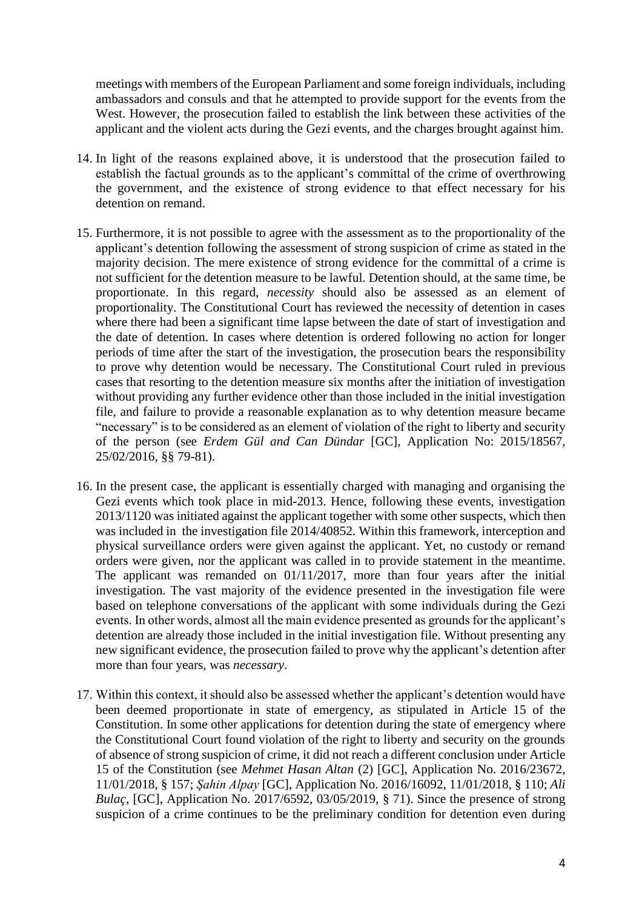meetings with members of the European Parliament and some foreign individuals, including ambassadors and consuls and that he attempted to provide support for the events from the West. However, the prosecution failed to establish the link between these activities of the applicant and the violent acts during the Gezi events, and the charges brought against him.

14. In light of the reasons explained above, it is understood that the prosecution failed to establish the factual grounds as to the applicant's committal of the crime of overthrowing the government, and the existence of strong evidence to that effect necessary for his detention on remand.

15. Furthermore, it is not possible to agree with the assessment as to the proportionality of the applicant's detention following the assessment of strong suspicion of crime as stated in the majority decision. The mere existence of strong evidence for the committal of a crime is not sufficient for the detention measure to be lawful. Detention should, at the same time, be proportionate. In this regard, *necessity* should also be assessed as an element of proportionality. The Constitutional Court has reviewed the necessity of detention in cases where there had been a significant time lapse between the date of start of investigation and the date of detention. In cases where detention is ordered following no action for longer periods of time after the start of the investigation, the prosecution bears the responsibility to prove why detention would be necessary. The Constitutional Court ruled in previous cases that resorting to the detention measure six months after the initiation of investigation without providing any further evidence other than those included in the initial investigation file, and failure to provide a reasonable explanation as to why detention measure became "necessary" is to be considered as an element of violation of the right to liberty and security of the person (see *Erdem Gül and Can Dündar* [GC], Application No: 2015/18567, 25/02/2016, §§ 79-81).

16. In the present case, the applicant is essentially charged with managing and organising the Gezi events which took place in mid-2013. Hence, following these events, investigation 2013/1120 was initiated against the applicant together with some other suspects, which then was included in the investigation file 2014/40852. Within this framework, interception and physical surveillance orders were given against the applicant. Yet, no custody or remand orders were given, nor the applicant was called in to provide statement in the meantime. The applicant was remanded on 01/11/2017, more than four years after the initial investigation. The vast majority of the evidence presented in the investigation file were based on telephone conversations of the applicant with some individuals during the Gezi events. In other words, almost all the main evidence presented as grounds for the applicant's detention are already those included in the initial investigation file. Without presenting any new significant evidence, the prosecution failed to prove why the applicant's detention after more than four years, was *necessary*.

17. Within this context, it should also be assessed whether the applicant's detention would have been deemed proportionate in state of emergency, as stipulated in Article 15 of the Constitution. In some other applications for detention during the state of emergency where the Constitutional Court found violation of the right to liberty and security on the grounds of absence of strong suspicion of crime, it did not reach a different conclusion under Article 15 of the Constitution (see *Mehmet Hasan Altan* (2) [GC], Application No. 2016/23672, 11/01/2018, § 157; *Şahin Alpay* [GC], Application No. 2016/16092, 11/01/2018, § 110; *Ali Bulaç*, [GC], Application No. 2017/6592, 03/05/2019, § 71). Since the presence of strong suspicion of a crime continues to be the preliminary condition for detention even during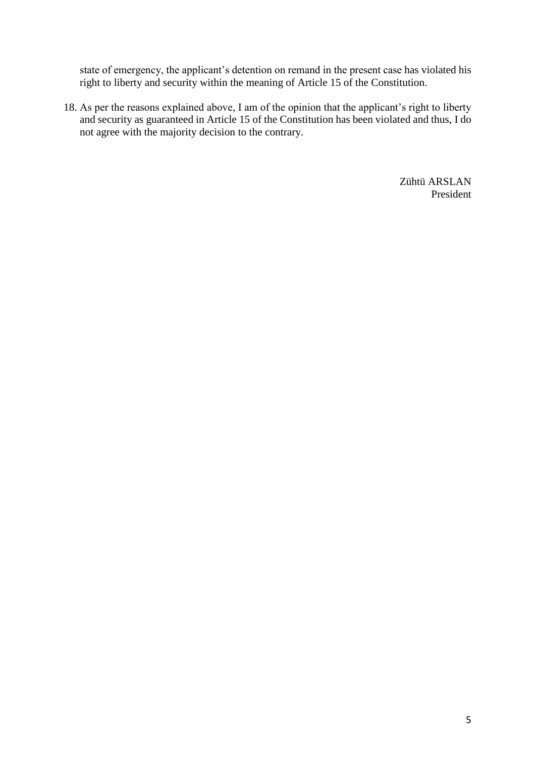state of emergency, the applicant's detention on remand in the present case has violated his right to liberty and security within the meaning of Article 15 of the Constitution.

18. As per the reasons explained above, I am of the opinion that the applicant's right to liberty and security as guaranteed in Article 15 of the Constitution has been violated and thus, I do not agree with the majority decision to the contrary.

Zühtü ARSLAN
President